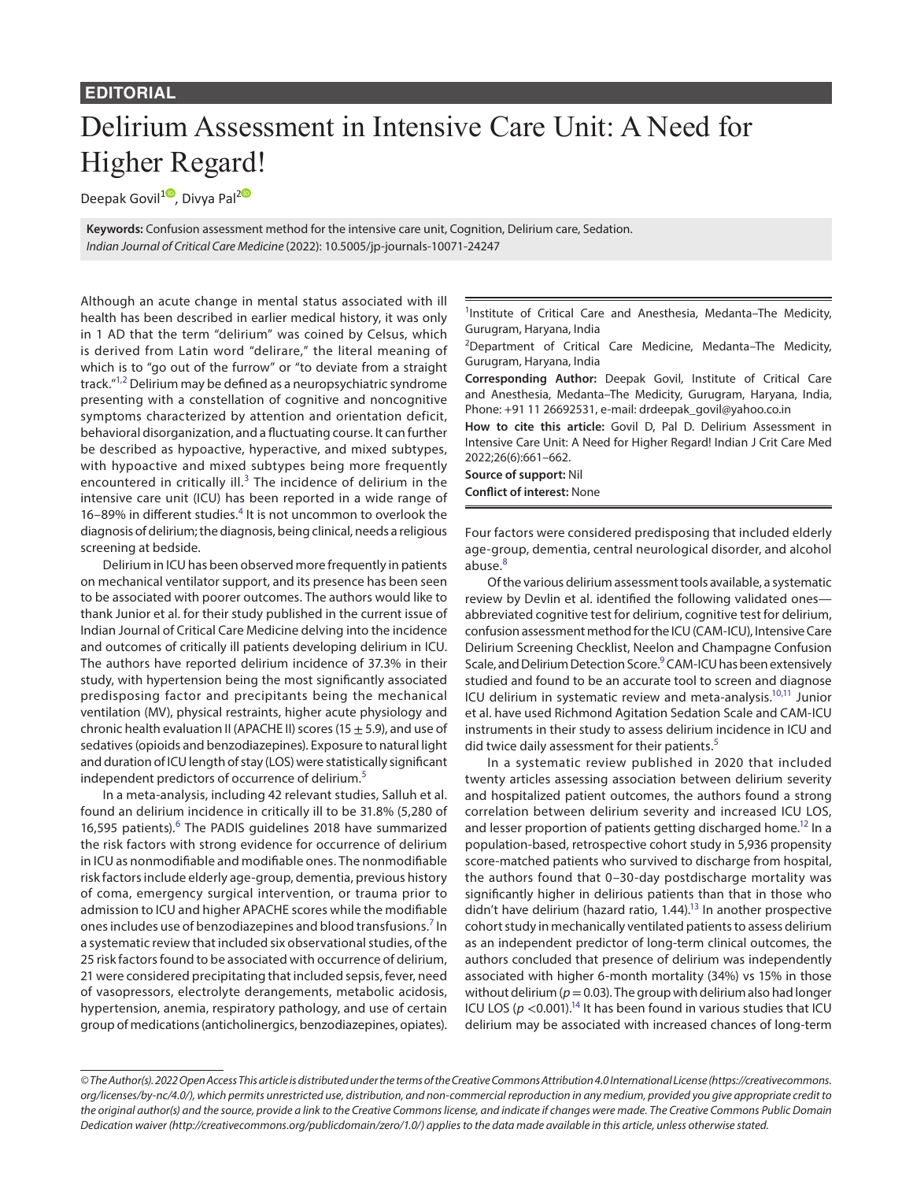EDITORIAL

# Delirium Assessment in Intensive Care Unit: A Need for Higher Regard!

Deepak Govil[1], Divya Pal[2]

**Keywords:** Confusion assessment method for the intensive care unit, Cognition, Delirium care, Sedation.
*Indian Journal of Critical Care Medicine* (2022): 10.5005/jp-journals-10071-24247

Although an acute change in mental status associated with ill health has been described in earlier medical history, it was only in 1 AD that the term "delirium" was coined by Celsus, which is derived from Latin word "delirare," the literal meaning of which is to "go out of the furrow" or "to deviate from a straight track."[1,2] Delirium may be defined as a neuropsychiatric syndrome presenting with a constellation of cognitive and noncognitive symptoms characterized by attention and orientation deficit, behavioral disorganization, and a fluctuating course. It can further be described as hypoactive, hyperactive, and mixed subtypes, with hypoactive and mixed subtypes being more frequently encountered in critically ill.[3] The incidence of delirium in the intensive care unit (ICU) has been reported in a wide range of 16–89% in different studies.[4] It is not uncommon to overlook the diagnosis of delirium; the diagnosis, being clinical, needs a religious screening at bedside.

Delirium in ICU has been observed more frequently in patients on mechanical ventilator support, and its presence has been seen to be associated with poorer outcomes. The authors would like to thank Junior et al. for their study published in the current issue of Indian Journal of Critical Care Medicine delving into the incidence and outcomes of critically ill patients developing delirium in ICU. The authors have reported delirium incidence of 37.3% in their study, with hypertension being the most significantly associated predisposing factor and precipitants being the mechanical ventilation (MV), physical restraints, higher acute physiology and chronic health evaluation II (APACHE II) scores ($15 \pm 5.9$), and use of sedatives (opioids and benzodiazepines). Exposure to natural light and duration of ICU length of stay (LOS) were statistically significant independent predictors of occurrence of delirium.[5]

In a meta-analysis, including 42 relevant studies, Salluh et al. found an delirium incidence in critically ill to be 31.8% (5,280 of 16,595 patients).[6] The PADIS guidelines 2018 have summarized the risk factors with strong evidence for occurrence of delirium in ICU as nonmodifiable and modifiable ones. The nonmodifiable risk factors include elderly age-group, dementia, previous history of coma, emergency surgical intervention, or trauma prior to admission to ICU and higher APACHE scores while the modifiable ones includes use of benzodiazepines and blood transfusions.[7] In a systematic review that included six observational studies, of the 25 risk factors found to be associated with occurrence of delirium, 21 were considered precipitating that included sepsis, fever, need of vasopressors, electrolyte derangements, metabolic acidosis, hypertension, anemia, respiratory pathology, and use of certain group of medications (anticholinergics, benzodiazepines, opiates). Four factors were considered predisposing that included elderly age-group, dementia, central neurological disorder, and alcohol abuse.[8]

Of the various delirium assessment tools available, a systematic review by Devlin et al. identified the following validated ones—abbreviated cognitive test for delirium, cognitive test for delirium, confusion assessment method for the ICU (CAM-ICU), Intensive Care Delirium Screening Checklist, Neelon and Champagne Confusion Scale, and Delirium Detection Score.[9] CAM-ICU has been extensively studied and found to be an accurate tool to screen and diagnose ICU delirium in systematic review and meta-analysis.[10,11] Junior et al. have used Richmond Agitation Sedation Scale and CAM-ICU instruments in their study to assess delirium incidence in ICU and did twice daily assessment for their patients.[5]

In a systematic review published in 2020 that included twenty articles assessing association between delirium severity and hospitalized patient outcomes, the authors found a strong correlation between delirium severity and increased ICU LOS, and lesser proportion of patients getting discharged home.[12] In a population-based, retrospective cohort study in 5,936 propensity score-matched patients who survived to discharge from hospital, the authors found that 0–30-day postdischarge mortality was significantly higher in delirious patients than that in those who didn't have delirium (hazard ratio, 1.44).[13] In another prospective cohort study in mechanically ventilated patients to assess delirium as an independent predictor of long-term clinical outcomes, the authors concluded that presence of delirium was independently associated with higher 6-month mortality (34%) vs 15% in those without delirium ($p = 0.03$). The group with delirium also had longer ICU LOS ($p < 0.001$).[14] It has been found in various studies that ICU delirium may be associated with increased chances of long-term

---

[1]Institute of Critical Care and Anesthesia, Medanta–The Medicity, Gurugram, Haryana, India

[2]Department of Critical Care Medicine, Medanta–The Medicity, Gurugram, Haryana, India

**Corresponding Author:** Deepak Govil, Institute of Critical Care and Anesthesia, Medanta–The Medicity, Gurugram, Haryana, India, Phone: +91 11 26692531, e-mail: drdeepak_govil@yahoo.co.in

**How to cite this article:** Govil D, Pal D. Delirium Assessment in Intensive Care Unit: A Need for Higher Regard! Indian J Crit Care Med 2022;26(6):661–662.

**Source of support:** Nil

**Conflict of interest:** None

*© The Author(s). 2022 Open Access This article is distributed under the terms of the Creative Commons Attribution 4.0 International License (https://creativecommons.org/licenses/by-nc/4.0/), which permits unrestricted use, distribution, and non-commercial reproduction in any medium, provided you give appropriate credit to the original author(s) and the source, provide a link to the Creative Commons license, and indicate if changes were made. The Creative Commons Public Domain Dedication waiver (http://creativecommons.org/publicdomain/zero/1.0/) applies to the data made available in this article, unless otherwise stated.*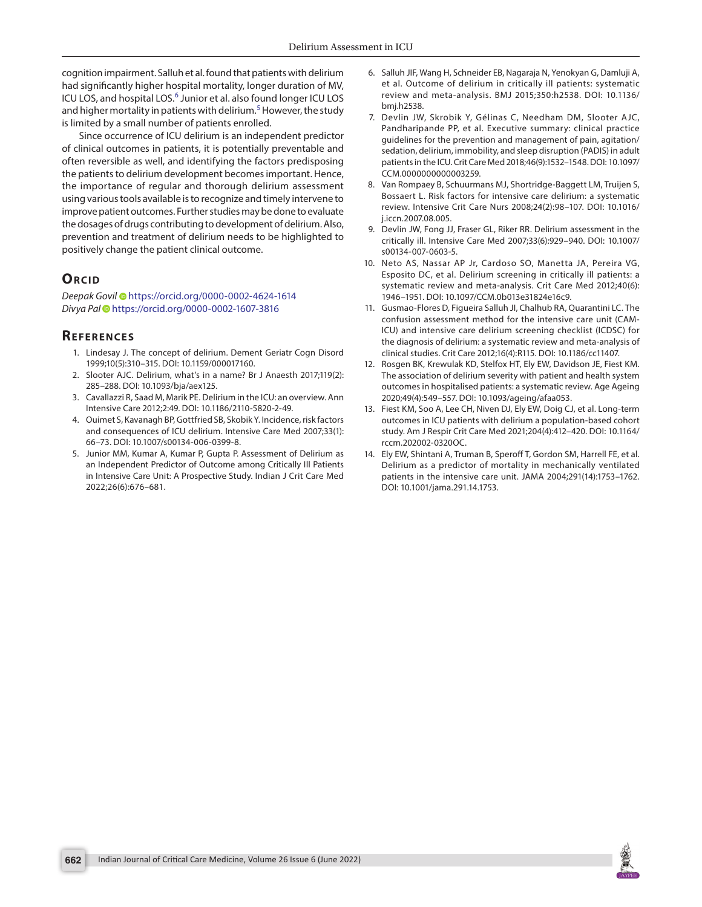cognition impairment. Salluh et al. found that patients with delirium had significantly higher hospital mortality, longer duration of MV, ICU LOS, and hospital LOS.[6] Junior et al. also found longer ICU LOS and higher mortality in patients with delirium.[5] However, the study is limited by a small number of patients enrolled.

Since occurrence of ICU delirium is an independent predictor of clinical outcomes in patients, it is potentially preventable and often reversible as well, and identifying the factors predisposing the patients to delirium development becomes important. Hence, the importance of regular and thorough delirium assessment using various tools available is to recognize and timely intervene to improve patient outcomes. Further studies may be done to evaluate the dosages of drugs contributing to development of delirium. Also, prevention and treatment of delirium needs to be highlighted to positively change the patient clinical outcome.

## Orcid

*Deepak Govil* https://orcid.org/0000-0002-4624-1614
*Divya Pal* https://orcid.org/0000-0002-1607-3816

## References

1. Lindesay J. The concept of delirium. Dement Geriatr Cogn Disord 1999;10(5):310–315. DOI: 10.1159/000017160.
2. Slooter AJC. Delirium, what's in a name? Br J Anaesth 2017;119(2): 285–288. DOI: 10.1093/bja/aex125.
3. Cavallazzi R, Saad M, Marik PE. Delirium in the ICU: an overview. Ann Intensive Care 2012;2:49. DOI: 10.1186/2110-5820-2-49.
4. Ouimet S, Kavanagh BP, Gottfried SB, Skobik Y. Incidence, risk factors and consequences of ICU delirium. Intensive Care Med 2007;33(1): 66–73. DOI: 10.1007/s00134-006-0399-8.
5. Junior MM, Kumar A, Kumar P, Gupta P. Assessment of Delirium as an Independent Predictor of Outcome among Critically Ill Patients in Intensive Care Unit: A Prospective Study. Indian J Crit Care Med 2022;26(6):676–681.
6. Salluh JIF, Wang H, Schneider EB, Nagaraja N, Yenokyan G, Damluji A, et al. Outcome of delirium in critically ill patients: systematic review and meta-analysis. BMJ 2015;350:h2538. DOI: 10.1136/bmj.h2538.
7. Devlin JW, Skrobik Y, Gélinas C, Needham DM, Slooter AJC, Pandharipande PP, et al. Executive summary: clinical practice guidelines for the prevention and management of pain, agitation/sedation, delirium, immobility, and sleep disruption (PADIS) in adult patients in the ICU. Crit Care Med 2018;46(9):1532–1548. DOI: 10.1097/CCM.0000000000003259.
8. Van Rompaey B, Schuurmans MJ, Shortridge-Baggett LM, Truijen S, Bossaert L. Risk factors for intensive care delirium: a systematic review. Intensive Crit Care Nurs 2008;24(2):98–107. DOI: 10.1016/j.iccn.2007.08.005.
9. Devlin JW, Fong JJ, Fraser GL, Riker RR. Delirium assessment in the critically ill. Intensive Care Med 2007;33(6):929–940. DOI: 10.1007/s00134-007-0603-5.
10. Neto AS, Nassar AP Jr, Cardoso SO, Manetta JA, Pereira VG, Esposito DC, et al. Delirium screening in critically ill patients: a systematic review and meta-analysis. Crit Care Med 2012;40(6): 1946–1951. DOI: 10.1097/CCM.0b013e31824e16c9.
11. Gusmao-Flores D, Figueira Salluh JI, Chalhub RA, Quarantini LC. The confusion assessment method for the intensive care unit (CAM-ICU) and intensive care delirium screening checklist (ICDSC) for the diagnosis of delirium: a systematic review and meta-analysis of clinical studies. Crit Care 2012;16(4):R115. DOI: 10.1186/cc11407.
12. Rosgen BK, Krewulak KD, Stelfox HT, Ely EW, Davidson JE, Fiest KM. The association of delirium severity with patient and health system outcomes in hospitalised patients: a systematic review. Age Ageing 2020;49(4):549–557. DOI: 10.1093/ageing/afaa053.
13. Fiest KM, Soo A, Lee CH, Niven DJ, Ely EW, Doig CJ, et al. Long-term outcomes in ICU patients with delirium a population-based cohort study. Am J Respir Crit Care Med 2021;204(4):412–420. DOI: 10.1164/rccm.202002-0320OC.
14. Ely EW, Shintani A, Truman B, Speroff T, Gordon SM, Harrell FE, et al. Delirium as a predictor of mortality in mechanically ventilated patients in the intensive care unit. JAMA 2004;291(14):1753–1762. DOI: 10.1001/jama.291.14.1753.